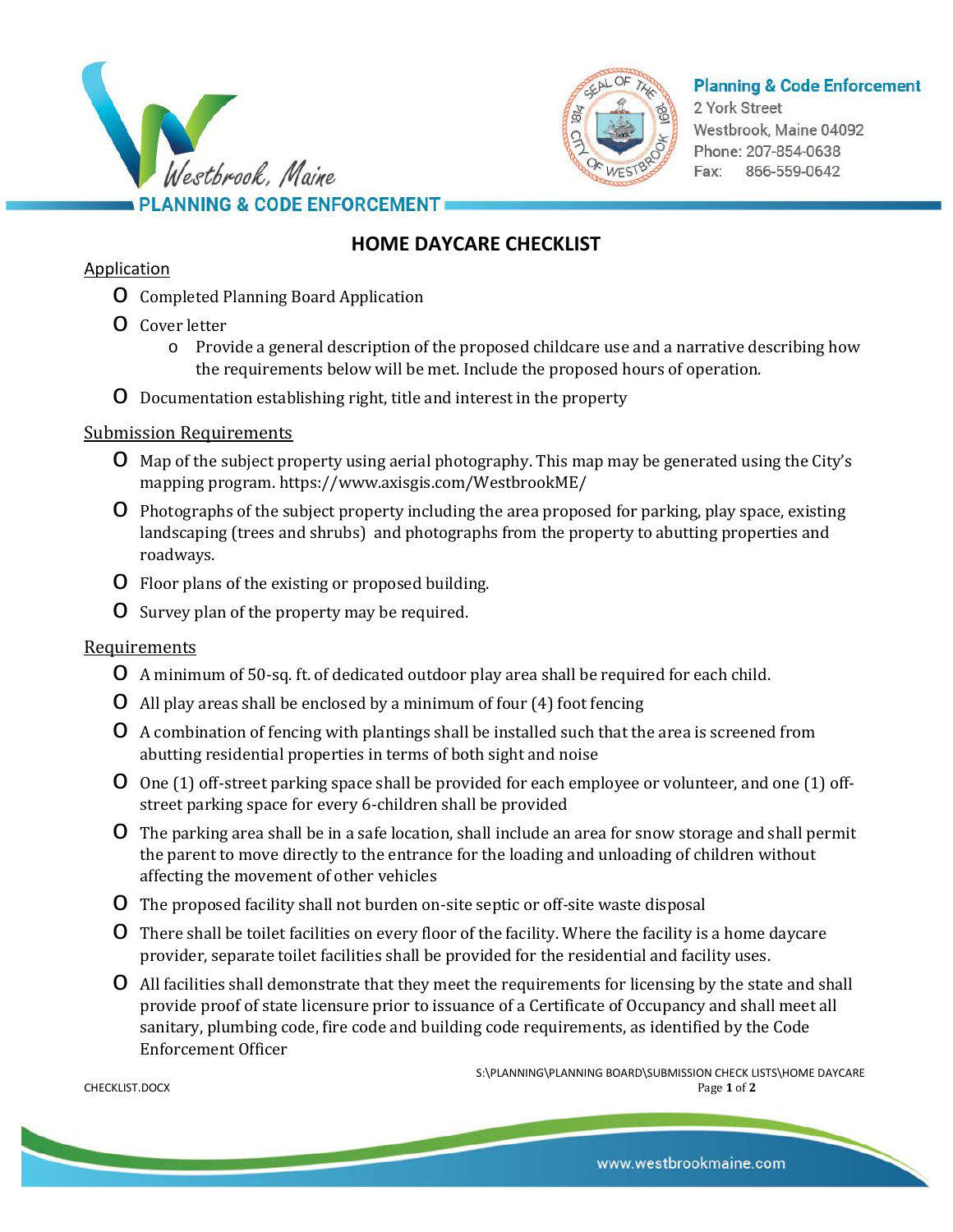Planning & Code Enforcement
2 York Street
Westbrook, Maine 04092
Phone: 207-854-0638
Fax: 866-559-0642

# HOME DAYCARE CHECKLIST

## Application

- Completed Planning Board Application
- Cover letter
  - Provide a general description of the proposed childcare use and a narrative describing how the requirements below will be met. Include the proposed hours of operation.
- Documentation establishing right, title and interest in the property

## Submission Requirements

- Map of the subject property using aerial photography. This map may be generated using the City's mapping program. https://www.axisgis.com/WestbrookME/
- Photographs of the subject property including the area proposed for parking, play space, existing landscaping (trees and shrubs) and photographs from the property to abutting properties and roadways.
- Floor plans of the existing or proposed building.
- Survey plan of the property may be required.

## Requirements

- A minimum of 50-sq. ft. of dedicated outdoor play area shall be required for each child.
- All play areas shall be enclosed by a minimum of four (4) foot fencing
- A combination of fencing with plantings shall be installed such that the area is screened from abutting residential properties in terms of both sight and noise
- One (1) off-street parking space shall be provided for each employee or volunteer, and one (1) off-street parking space for every 6-children shall be provided
- The parking area shall be in a safe location, shall include an area for snow storage and shall permit the parent to move directly to the entrance for the loading and unloading of children without affecting the movement of other vehicles
- The proposed facility shall not burden on-site septic or off-site waste disposal
- There shall be toilet facilities on every floor of the facility. Where the facility is a home daycare provider, separate toilet facilities shall be provided for the residential and facility uses.
- All facilities shall demonstrate that they meet the requirements for licensing by the state and shall provide proof of state licensure prior to issuance of a Certificate of Occupancy and shall meet all sanitary, plumbing code, fire code and building code requirements, as identified by the Code Enforcement Officer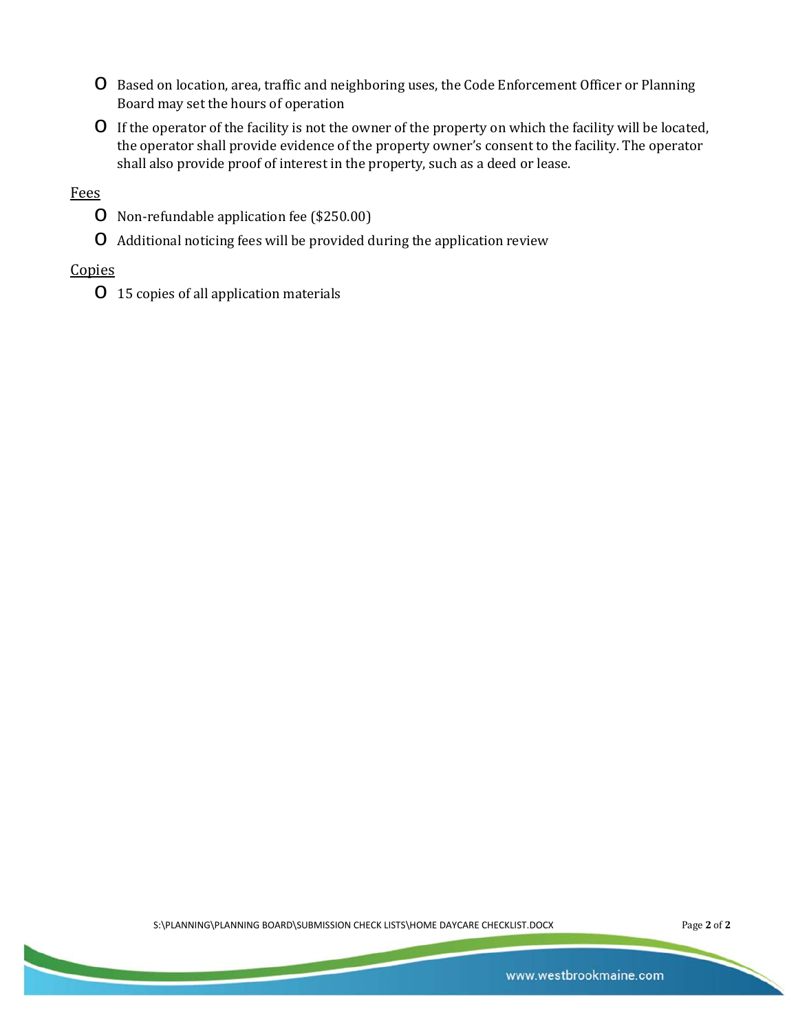- Based on location, area, traffic and neighboring uses, the Code Enforcement Officer or Planning Board may set the hours of operation
- If the operator of the facility is not the owner of the property on which the facility will be located, the operator shall provide evidence of the property owner's consent to the facility. The operator shall also provide proof of interest in the property, such as a deed or lease.

Fees

- Non-refundable application fee ($250.00)
- Additional noticing fees will be provided during the application review

Copies

- 15 copies of all application materials